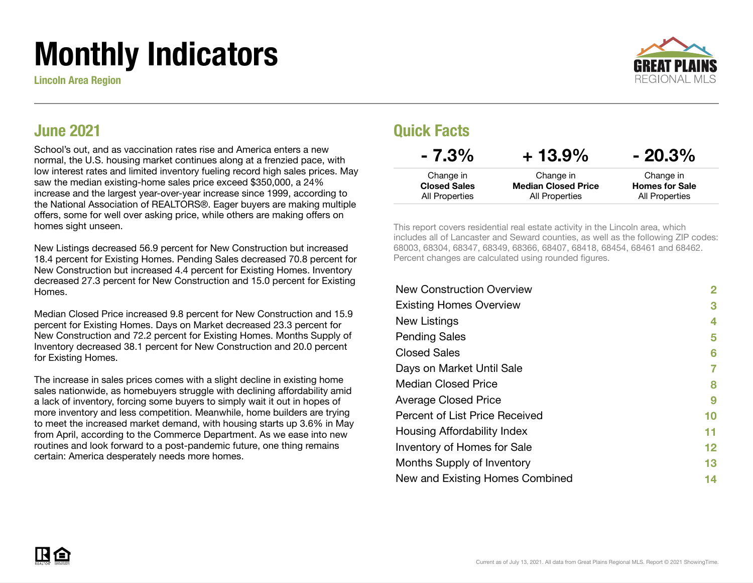# Monthly Indicators

**Lincoln Area Region**

GREAT PLAINS REGIONAL MLS

## June 2021

School's out, and as vaccination rates rise and America enters a new normal, the U.S. housing market continues along at a frenzied pace, with low interest rates and limited inventory fueling record high sales prices. May saw the median existing-home sales price exceed $350,000, a 24% increase and the largest year-over-year increase since 1999, according to the National Association of REALTORS®. Eager buyers are making multiple offers, some for well over asking price, while others are making offers on homes sight unseen.

New Listings decreased 56.9 percent for New Construction but increased 18.4 percent for Existing Homes. Pending Sales decreased 70.8 percent for New Construction but increased 4.4 percent for Existing Homes. Inventory decreased 27.3 percent for New Construction and 15.0 percent for Existing Homes.

Median Closed Price increased 9.8 percent for New Construction and 15.9 percent for Existing Homes. Days on Market decreased 23.3 percent for New Construction and 72.2 percent for Existing Homes. Months Supply of Inventory decreased 38.1 percent for New Construction and 20.0 percent for Existing Homes.

The increase in sales prices comes with a slight decline in existing home sales nationwide, as homebuyers struggle with declining affordability amid a lack of inventory, forcing some buyers to simply wait it out in hopes of more inventory and less competition. Meanwhile, home builders are trying to meet the increased market demand, with housing starts up 3.6% in May from April, according to the Commerce Department. As we ease into new routines and look forward to a post-pandemic future, one thing remains certain: America desperately needs more homes.

## Quick Facts

| - 7.3% | + 13.9% | - 20.3% |
|---|---|---|
| Change in **Closed Sales** All Properties | Change in **Median Closed Price** All Properties | Change in **Homes for Sale** All Properties |

This report covers residential real estate activity in the Lincoln area, which includes all of Lancaster and Seward counties, as well as the following ZIP codes: 68003, 68304, 68347, 68349, 68366, 68407, 68418, 68454, 68461 and 68462. Percent changes are calculated using rounded figures.

| | |
|---|---|
| New Construction Overview | 2 |
| Existing Homes Overview | 3 |
| New Listings | 4 |
| Pending Sales | 5 |
| Closed Sales | 6 |
| Days on Market Until Sale | 7 |
| Median Closed Price | 8 |
| Average Closed Price | 9 |
| Percent of List Price Received | 10 |
| Housing Affordability Index | 11 |
| Inventory of Homes for Sale | 12 |
| Months Supply of Inventory | 13 |
| New and Existing Homes Combined | 14 |

Current as of July 13, 2021. All data from Great Plains Regional MLS. Report © 2021 ShowingTime.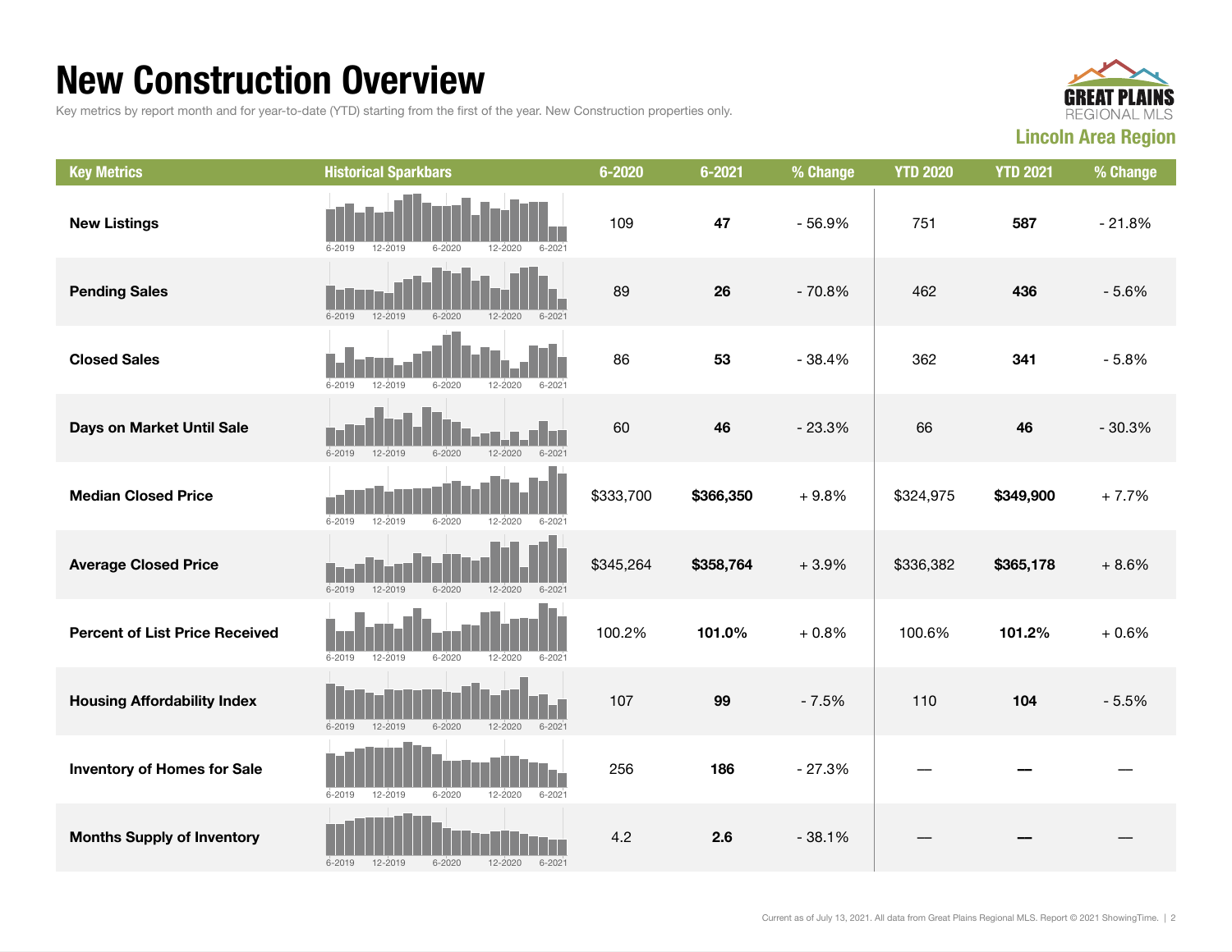# New Construction Overview

Key metrics by report month and for year-to-date (YTD) starting from the first of the year. New Construction properties only.

**Lincoln Area Region**

| Key Metrics | Historical Sparkbars | 6-2020 | 6-2021 | % Change | YTD 2020 | YTD 2021 | % Change |
|---|---|---|---|---|---|---|---|
| **New Listings** | 6-2019 12-2019 6-2020 12-2020 6-2021 | 109 | **47** | - 56.9% | 751 | **587** | - 21.8% |
| **Pending Sales** | 6-2019 12-2019 6-2020 12-2020 6-2021 | 89 | **26** | - 70.8% | 462 | **436** | - 5.6% |
| **Closed Sales** | 6-2019 12-2019 6-2020 12-2020 6-2021 | 86 | **53** | - 38.4% | 362 | **341** | - 5.8% |
| **Days on Market Until Sale** | 6-2019 12-2019 6-2020 12-2020 6-2021 | 60 | **46** | - 23.3% | 66 | **46** | - 30.3% |
| **Median Closed Price** | 6-2019 12-2019 6-2020 12-2020 6-2021 | $333,700 | **$366,350** | + 9.8% | $324,975 | **$349,900** | + 7.7% |
| **Average Closed Price** | 6-2019 12-2019 6-2020 12-2020 6-2021 | $345,264 | **$358,764** | + 3.9% | $336,382 | **$365,178** | + 8.6% |
| **Percent of List Price Received** | 6-2019 12-2019 6-2020 12-2020 6-2021 | 100.2% | **101.0%** | + 0.8% | 100.6% | **101.2%** | + 0.6% |
| **Housing Affordability Index** | 6-2019 12-2019 6-2020 12-2020 6-2021 | 107 | **99** | - 7.5% | 110 | **104** | - 5.5% |
| **Inventory of Homes for Sale** | 6-2019 12-2019 6-2020 12-2020 6-2021 | 256 | **186** | - 27.3% | — | **—** | — |
| **Months Supply of Inventory** | 6-2019 12-2019 6-2020 12-2020 6-2021 | 4.2 | **2.6** | - 38.1% | — | **—** | — |

Current as of July 13, 2021. All data from Great Plains Regional MLS. Report © 2021 ShowingTime.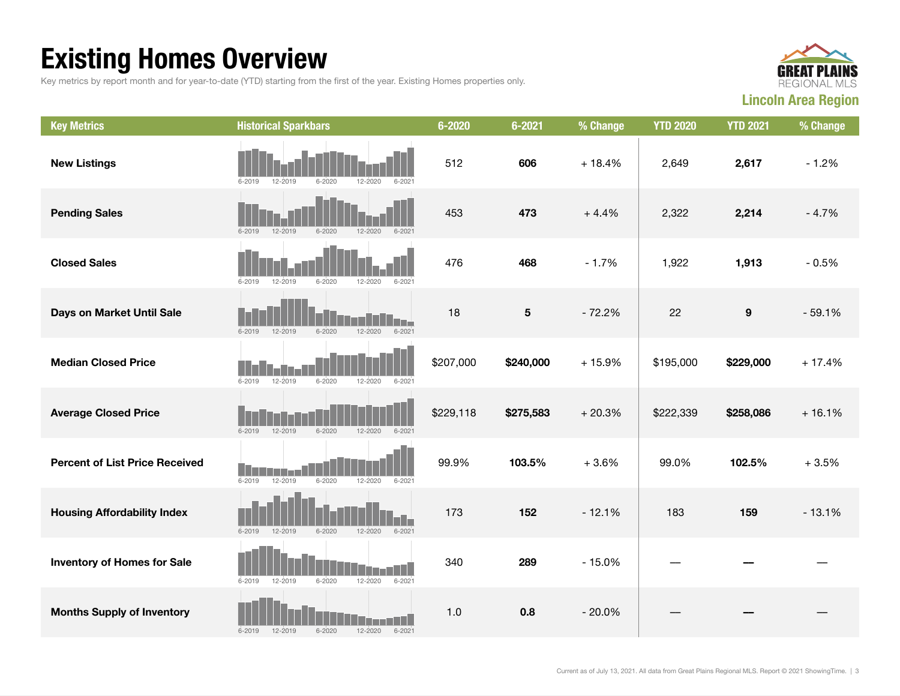# Existing Homes Overview

Key metrics by report month and for year-to-date (YTD) starting from the first of the year. Existing Homes properties only.

**GREAT PLAINS REGIONAL MLS**

**Lincoln Area Region**

| Key Metrics | Historical Sparkbars | 6-2020 | 6-2021 | % Change | YTD 2020 | YTD 2021 | % Change |
|---|---|---|---|---|---|---|---|
| **New Listings** | 6-2019 12-2019 6-2020 12-2020 6-2021 | 512 | **606** | + 18.4% | 2,649 | **2,617** | - 1.2% |
| **Pending Sales** | 6-2019 12-2019 6-2020 12-2020 6-2021 | 453 | **473** | + 4.4% | 2,322 | **2,214** | - 4.7% |
| **Closed Sales** | 6-2019 12-2019 6-2020 12-2020 6-2021 | 476 | **468** | - 1.7% | 1,922 | **1,913** | - 0.5% |
| **Days on Market Until Sale** | 6-2019 12-2019 6-2020 12-2020 6-2021 | 18 | **5** | - 72.2% | 22 | **9** | - 59.1% |
| **Median Closed Price** | 6-2019 12-2019 6-2020 12-2020 6-2021 | $207,000 | **$240,000** | + 15.9% | $195,000 | **$229,000** | + 17.4% |
| **Average Closed Price** | 6-2019 12-2019 6-2020 12-2020 6-2021 | $229,118 | **$275,583** | + 20.3% | $222,339 | **$258,086** | + 16.1% |
| **Percent of List Price Received** | 6-2019 12-2019 6-2020 12-2020 6-2021 | 99.9% | **103.5%** | + 3.6% | 99.0% | **102.5%** | + 3.5% |
| **Housing Affordability Index** | 6-2019 12-2019 6-2020 12-2020 6-2021 | 173 | **152** | - 12.1% | 183 | **159** | - 13.1% |
| **Inventory of Homes for Sale** | 6-2019 12-2019 6-2020 12-2020 6-2021 | 340 | **289** | - 15.0% | — | **—** | — |
| **Months Supply of Inventory** | 6-2019 12-2019 6-2020 12-2020 6-2021 | 1.0 | **0.8** | - 20.0% | — | **—** | — |

Current as of July 13, 2021. All data from Great Plains Regional MLS. Report © 2021 ShowingTime.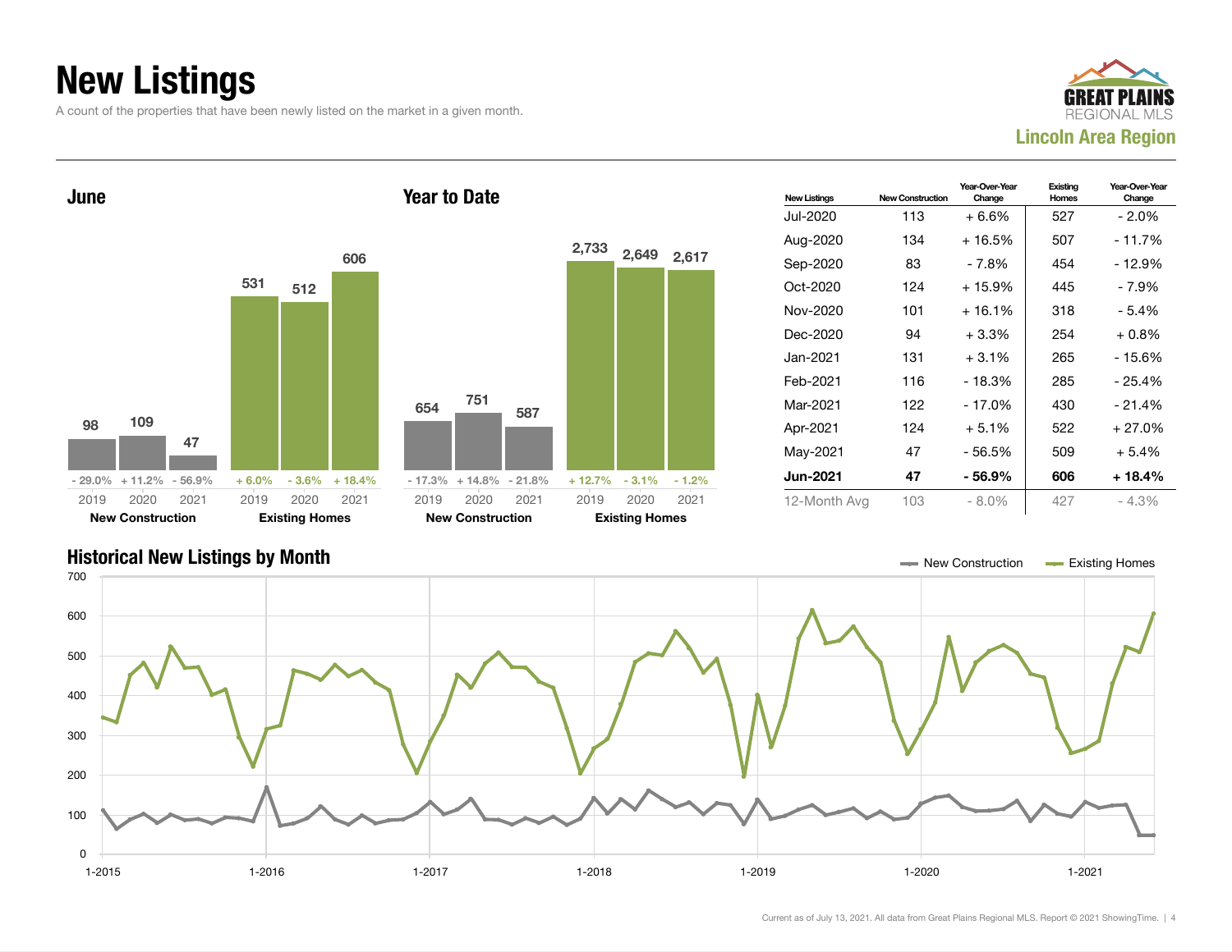# New Listings

A count of the properties that have been newly listed on the market in a given month.

**GREAT PLAINS REGIONAL MLS**

**Lincoln Area Region**

## June

| | 2019 | 2020 | 2021 |
|---|---|---|---|
| **New Construction** | 98 | 109 | 47 |
| Change | - 29.0% | + 11.2% | - 56.9% |
| **Existing Homes** | 531 | 512 | 606 |
| Change | + 6.0% | - 3.6% | + 18.4% |

## Year to Date

| | 2019 | 2020 | 2021 |
|---|---|---|---|
| **New Construction** | 654 | 751 | 587 |
| Change | - 17.3% | + 14.8% | - 21.8% |
| **Existing Homes** | 2,733 | 2,649 | 2,617 |
| Change | + 12.7% | - 3.1% | - 1.2% |

| New Listings | New Construction | Year-Over-Year Change | Existing Homes | Year-Over-Year Change |
|---|---|---|---|---|
| Jul-2020 | 113 | + 6.6% | 527 | - 2.0% |
| Aug-2020 | 134 | + 16.5% | 507 | - 11.7% |
| Sep-2020 | 83 | - 7.8% | 454 | - 12.9% |
| Oct-2020 | 124 | + 15.9% | 445 | - 7.9% |
| Nov-2020 | 101 | + 16.1% | 318 | - 5.4% |
| Dec-2020 | 94 | + 3.3% | 254 | + 0.8% |
| Jan-2021 | 131 | + 3.1% | 265 | - 15.6% |
| Feb-2021 | 116 | - 18.3% | 285 | - 25.4% |
| Mar-2021 | 122 | - 17.0% | 430 | - 21.4% |
| Apr-2021 | 124 | + 5.1% | 522 | + 27.0% |
| May-2021 | 47 | - 56.5% | 509 | + 5.4% |
| **Jun-2021** | **47** | **- 56.9%** | **606** | **+ 18.4%** |
| 12-Month Avg | 103 | - 8.0% | 427 | - 4.3% |

## Historical New Listings by Month

Legend: New Construction, Existing Homes

Current as of July 13, 2021. All data from Great Plains Regional MLS. Report © 2021 ShowingTime.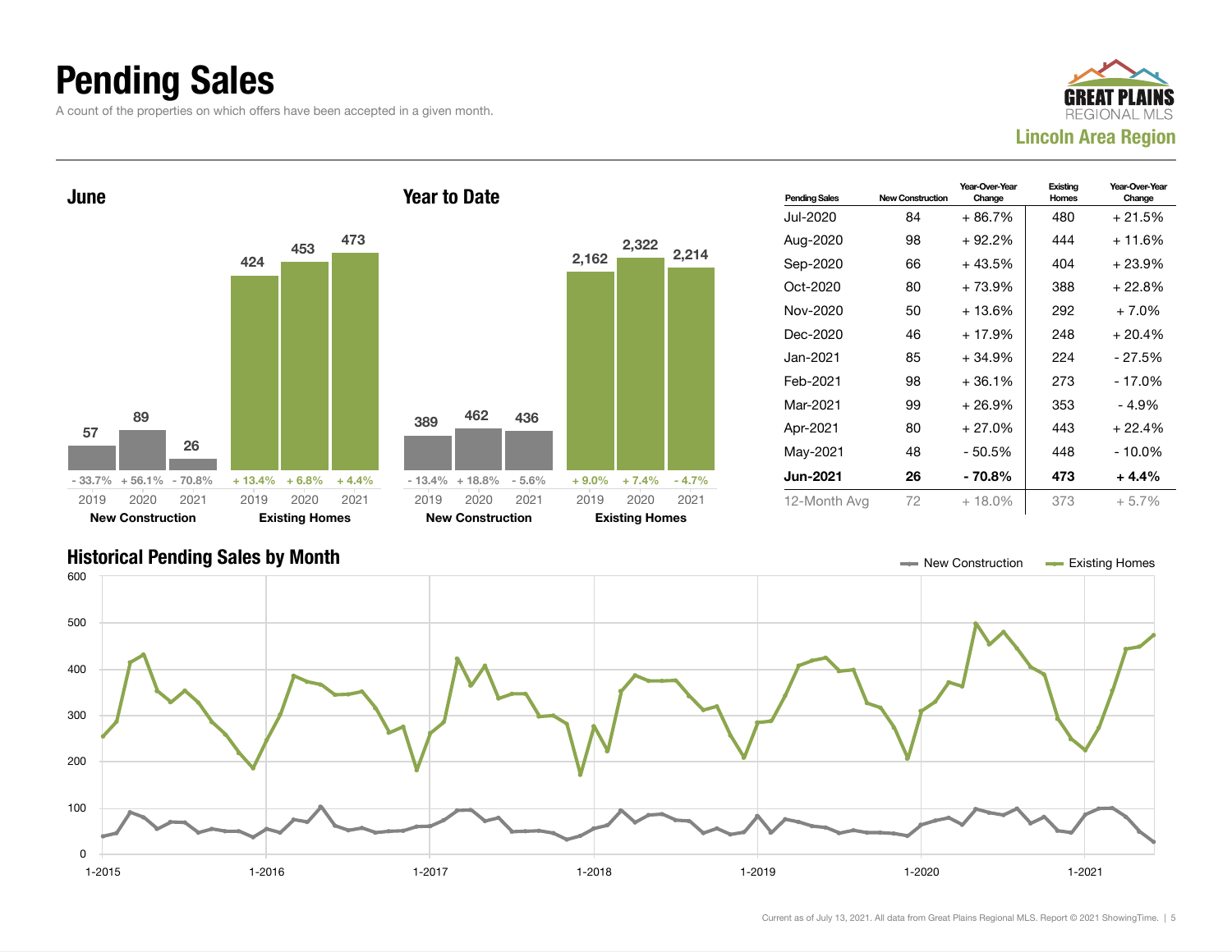# Pending Sales

A count of the properties on which offers have been accepted in a given month.

GREAT PLAINS REGIONAL MLS

**Lincoln Area Region**

## June

| | 2019 | 2020 | 2021 |
|---|---|---|---|
| New Construction | 57 | 89 | 26 |
| Change | - 33.7% | + 56.1% | - 70.8% |
| Existing Homes | 424 | 453 | 473 |
| Change | + 13.4% | + 6.8% | + 4.4% |

## Year to Date

| | 2019 | 2020 | 2021 |
|---|---|---|---|
| New Construction | 389 | 462 | 436 |
| Change | - 13.4% | + 18.8% | - 5.6% |
| Existing Homes | 2,162 | 2,322 | 2,214 |
| Change | + 9.0% | + 7.4% | - 4.7% |

| Pending Sales | New Construction | Year-Over-Year Change | Existing Homes | Year-Over-Year Change |
|---|---|---|---|---|
| Jul-2020 | 84 | + 86.7% | 480 | + 21.5% |
| Aug-2020 | 98 | + 92.2% | 444 | + 11.6% |
| Sep-2020 | 66 | + 43.5% | 404 | + 23.9% |
| Oct-2020 | 80 | + 73.9% | 388 | + 22.8% |
| Nov-2020 | 50 | + 13.6% | 292 | + 7.0% |
| Dec-2020 | 46 | + 17.9% | 248 | + 20.4% |
| Jan-2021 | 85 | + 34.9% | 224 | - 27.5% |
| Feb-2021 | 98 | + 36.1% | 273 | - 17.0% |
| Mar-2021 | 99 | + 26.9% | 353 | - 4.9% |
| Apr-2021 | 80 | + 27.0% | 443 | + 22.4% |
| May-2021 | 48 | - 50.5% | 448 | - 10.0% |
| **Jun-2021** | **26** | **- 70.8%** | **473** | **+ 4.4%** |
| 12-Month Avg | 72 | + 18.0% | 373 | + 5.7% |

## Historical Pending Sales by Month

New Construction — Existing Homes

Current as of July 13, 2021. All data from Great Plains Regional MLS. Report © 2021 ShowingTime.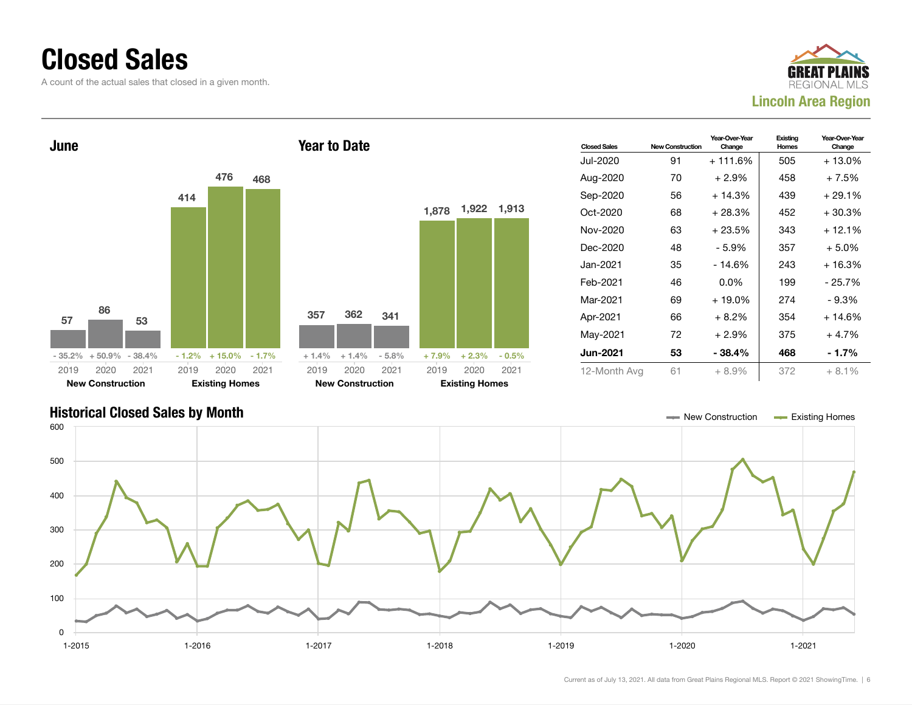# Closed Sales

A count of the actual sales that closed in a given month.

**Lincoln Area Region**

## June

| | 2019 | 2020 | 2021 |
|---|---|---|---|
| New Construction | 57 (- 35.2%) | 86 (+ 50.9%) | 53 (- 38.4%) |
| Existing Homes | 414 (- 1.2%) | 476 (+ 15.0%) | 468 (- 1.7%) |

## Year to Date

| | 2019 | 2020 | 2021 |
|---|---|---|---|
| New Construction | 357 (+ 1.4%) | 362 (+ 1.4%) | 341 (- 5.8%) |
| Existing Homes | 1,878 (+ 7.9%) | 1,922 (+ 2.3%) | 1,913 (- 0.5%) |

| Closed Sales | New Construction | Year-Over-Year Change | Existing Homes | Year-Over-Year Change |
|---|---|---|---|---|
| Jul-2020 | 91 | + 111.6% | 505 | + 13.0% |
| Aug-2020 | 70 | + 2.9% | 458 | + 7.5% |
| Sep-2020 | 56 | + 14.3% | 439 | + 29.1% |
| Oct-2020 | 68 | + 28.3% | 452 | + 30.3% |
| Nov-2020 | 63 | + 23.5% | 343 | + 12.1% |
| Dec-2020 | 48 | - 5.9% | 357 | + 5.0% |
| Jan-2021 | 35 | - 14.6% | 243 | + 16.3% |
| Feb-2021 | 46 | 0.0% | 199 | - 25.7% |
| Mar-2021 | 69 | + 19.0% | 274 | - 9.3% |
| Apr-2021 | 66 | + 8.2% | 354 | + 14.6% |
| May-2021 | 72 | + 2.9% | 375 | + 4.7% |
| **Jun-2021** | **53** | **- 38.4%** | **468** | **- 1.7%** |
| 12-Month Avg | 61 | + 8.9% | 372 | + 8.1% |

## Historical Closed Sales by Month

Current as of July 13, 2021. All data from Great Plains Regional MLS. Report © 2021 ShowingTime.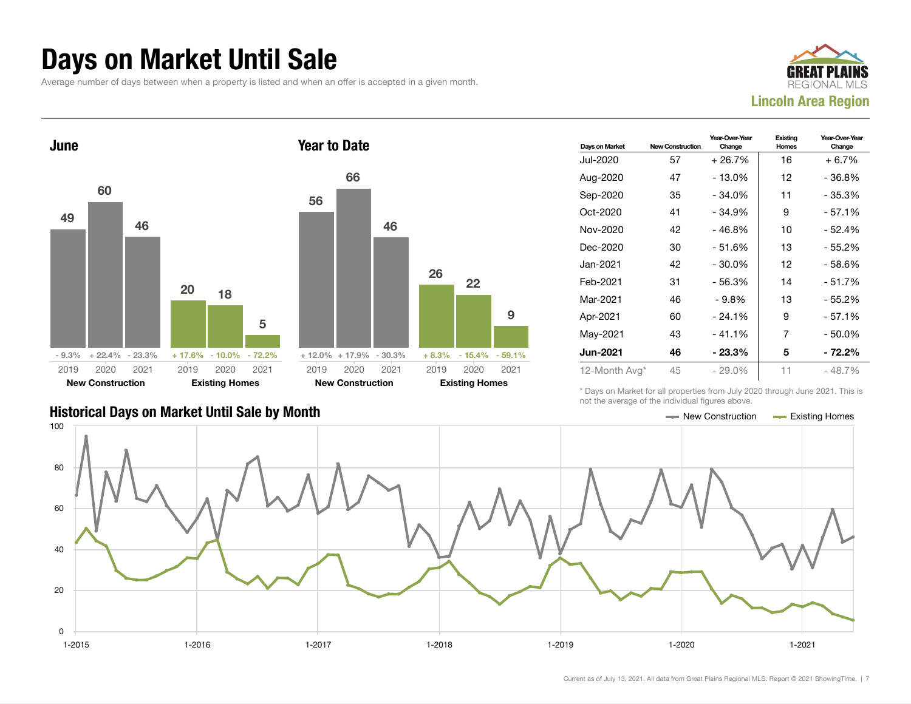# Days on Market Until Sale

Average number of days between when a property is listed and when an offer is accepted in a given month.

GREAT PLAINS REGIONAL MLS

**Lincoln Area Region**

## June

| | 2019 | 2020 | 2021 |
|---|---|---|---|
| **New Construction** | 49 (- 9.3%) | 60 (+ 22.4%) | 46 (- 23.3%) |
| **Existing Homes** | 20 (+ 17.6%) | 18 (- 10.0%) | 5 (- 72.2%) |

## Year to Date

| | 2019 | 2020 | 2021 |
|---|---|---|---|
| **New Construction** | 56 (+ 12.0%) | 66 (+ 17.9%) | 46 (- 30.3%) |
| **Existing Homes** | 26 (+ 8.3%) | 22 (- 15.4%) | 9 (- 59.1%) |

| Days on Market | New Construction | Year-Over-Year Change | Existing Homes | Year-Over-Year Change |
|---|---|---|---|---|
| Jul-2020 | 57 | + 26.7% | 16 | + 6.7% |
| Aug-2020 | 47 | - 13.0% | 12 | - 36.8% |
| Sep-2020 | 35 | - 34.0% | 11 | - 35.3% |
| Oct-2020 | 41 | - 34.9% | 9 | - 57.1% |
| Nov-2020 | 42 | - 46.8% | 10 | - 52.4% |
| Dec-2020 | 30 | - 51.6% | 13 | - 55.2% |
| Jan-2021 | 42 | - 30.0% | 12 | - 58.6% |
| Feb-2021 | 31 | - 56.3% | 14 | - 51.7% |
| Mar-2021 | 46 | - 9.8% | 13 | - 55.2% |
| Apr-2021 | 60 | - 24.1% | 9 | - 57.1% |
| May-2021 | 43 | - 41.1% | 7 | - 50.0% |
| **Jun-2021** | **46** | **- 23.3%** | **5** | **- 72.2%** |
| 12-Month Avg* | 45 | - 29.0% | 11 | - 48.7% |

\* Days on Market for all properties from July 2020 through June 2021. This is not the average of the individual figures above.

## Historical Days on Market Until Sale by Month

New Construction — Existing Homes

Current as of July 13, 2021. All data from Great Plains Regional MLS. Report © 2021 ShowingTime.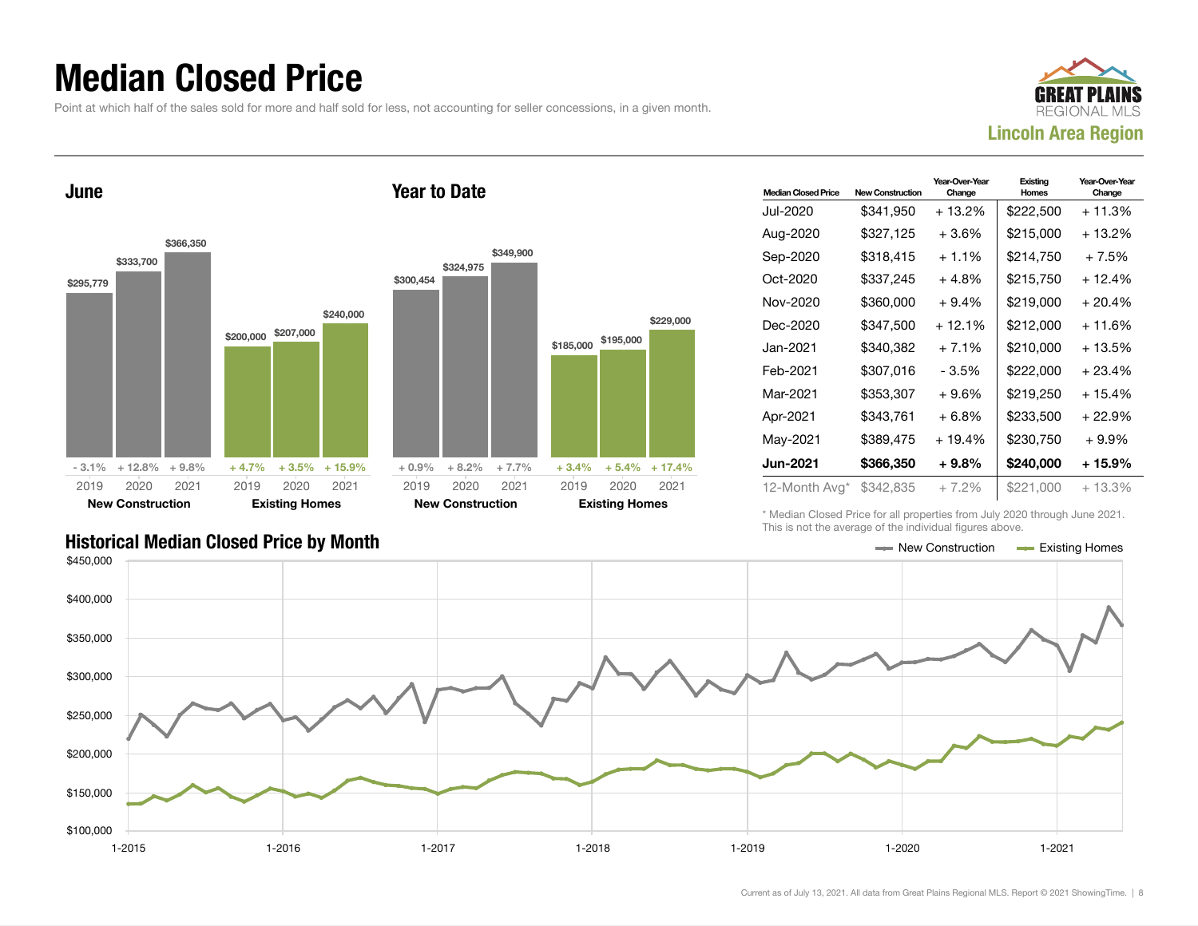# Median Closed Price

Point at which half of the sales sold for more and half sold for less, not accounting for seller concessions, in a given month.

**Lincoln Area Region**

## June

| | New Construction | | | Existing Homes | | |
|---|---|---|---|---|---|---|
| | 2019 | 2020 | 2021 | 2019 | 2020 | 2021 |
| Median Closed Price | $295,779 | $333,700 | $366,350 | $200,000 | $207,000 | $240,000 |
| Change | - 3.1% | + 12.8% | + 9.8% | + 4.7% | + 3.5% | + 15.9% |

## Year to Date

| | New Construction | | | Existing Homes | | |
|---|---|---|---|---|---|---|
| | 2019 | 2020 | 2021 | 2019 | 2020 | 2021 |
| Median Closed Price | $300,454 | $324,975 | $349,900 | $185,000 | $195,000 | $229,000 |
| Change | + 0.9% | + 8.2% | + 7.7% | + 3.4% | + 5.4% | + 17.4% |

| Median Closed Price | New Construction | Year-Over-Year Change | Existing Homes | Year-Over-Year Change |
|---|---|---|---|---|
| Jul-2020 | $341,950 | + 13.2% | $222,500 | + 11.3% |
| Aug-2020 | $327,125 | + 3.6% | $215,000 | + 13.2% |
| Sep-2020 | $318,415 | + 1.1% | $214,750 | + 7.5% |
| Oct-2020 | $337,245 | + 4.8% | $215,750 | + 12.4% |
| Nov-2020 | $360,000 | + 9.4% | $219,000 | + 20.4% |
| Dec-2020 | $347,500 | + 12.1% | $212,000 | + 11.6% |
| Jan-2021 | $340,382 | + 7.1% | $210,000 | + 13.5% |
| Feb-2021 | $307,016 | - 3.5% | $222,000 | + 23.4% |
| Mar-2021 | $353,307 | + 9.6% | $219,250 | + 15.4% |
| Apr-2021 | $343,761 | + 6.8% | $233,500 | + 22.9% |
| May-2021 | $389,475 | + 19.4% | $230,750 | + 9.9% |
| **Jun-2021** | **$366,350** | **+ 9.8%** | **$240,000** | **+ 15.9%** |
| 12-Month Avg* | $342,835 | + 7.2% | $221,000 | + 13.3% |

\* Median Closed Price for all properties from July 2020 through June 2021. This is not the average of the individual figures above.

## Historical Median Closed Price by Month

New Construction — Existing Homes

Current as of July 13, 2021. All data from Great Plains Regional MLS. Report © 2021 ShowingTime.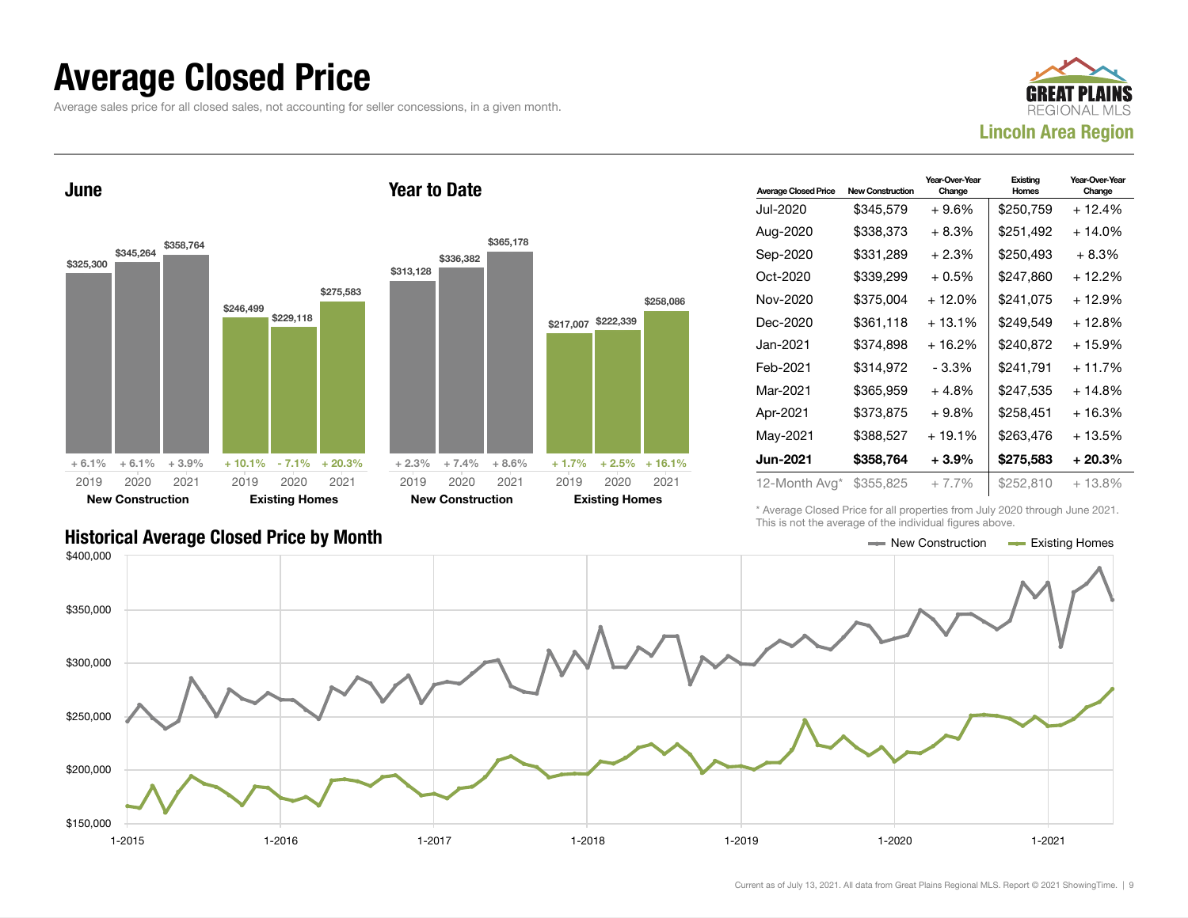# Average Closed Price

Average sales price for all closed sales, not accounting for seller concessions, in a given month.

GREAT PLAINS REGIONAL MLS

**Lincoln Area Region**

## June

| | 2019 | 2020 | 2021 |
|---|---|---|---|
| **New Construction** | $325,300 | $345,264 | $358,764 |
| Change | + 6.1% | + 6.1% | + 3.9% |
| **Existing Homes** | $246,499 | $229,118 | $275,583 |
| Change | + 10.1% | - 7.1% | + 20.3% |

## Year to Date

| | 2019 | 2020 | 2021 |
|---|---|---|---|
| **New Construction** | $313,128 | $336,382 | $365,178 |
| Change | + 2.3% | + 7.4% | + 8.6% |
| **Existing Homes** | $217,007 | $222,339 | $258,086 |
| Change | + 1.7% | + 2.5% | + 16.1% |

| Average Closed Price | New Construction | Year-Over-Year Change | Existing Homes | Year-Over-Year Change |
|---|---|---|---|---|
| Jul-2020 | $345,579 | + 9.6% | $250,759 | + 12.4% |
| Aug-2020 | $338,373 | + 8.3% | $251,492 | + 14.0% |
| Sep-2020 | $331,289 | + 2.3% | $250,493 | + 8.3% |
| Oct-2020 | $339,299 | + 0.5% | $247,860 | + 12.2% |
| Nov-2020 | $375,004 | + 12.0% | $241,075 | + 12.9% |
| Dec-2020 | $361,118 | + 13.1% | $249,549 | + 12.8% |
| Jan-2021 | $374,898 | + 16.2% | $240,872 | + 15.9% |
| Feb-2021 | $314,972 | - 3.3% | $241,791 | + 11.7% |
| Mar-2021 | $365,959 | + 4.8% | $247,535 | + 14.8% |
| Apr-2021 | $373,875 | + 9.8% | $258,451 | + 16.3% |
| May-2021 | $388,527 | + 19.1% | $263,476 | + 13.5% |
| **Jun-2021** | **$358,764** | **+ 3.9%** | **$275,583** | **+ 20.3%** |
| 12-Month Avg* | $355,825 | + 7.7% | $252,810 | + 13.8% |

\* Average Closed Price for all properties from July 2020 through June 2021. This is not the average of the individual figures above.

## Historical Average Closed Price by Month

New Construction — Existing Homes

(Line chart, y-axis $150,000 to $400,000; x-axis 1-2015, 1-2016, 1-2017, 1-2018, 1-2019, 1-2020, 1-2021)

Current as of July 13, 2021. All data from Great Plains Regional MLS. Report © 2021 ShowingTime.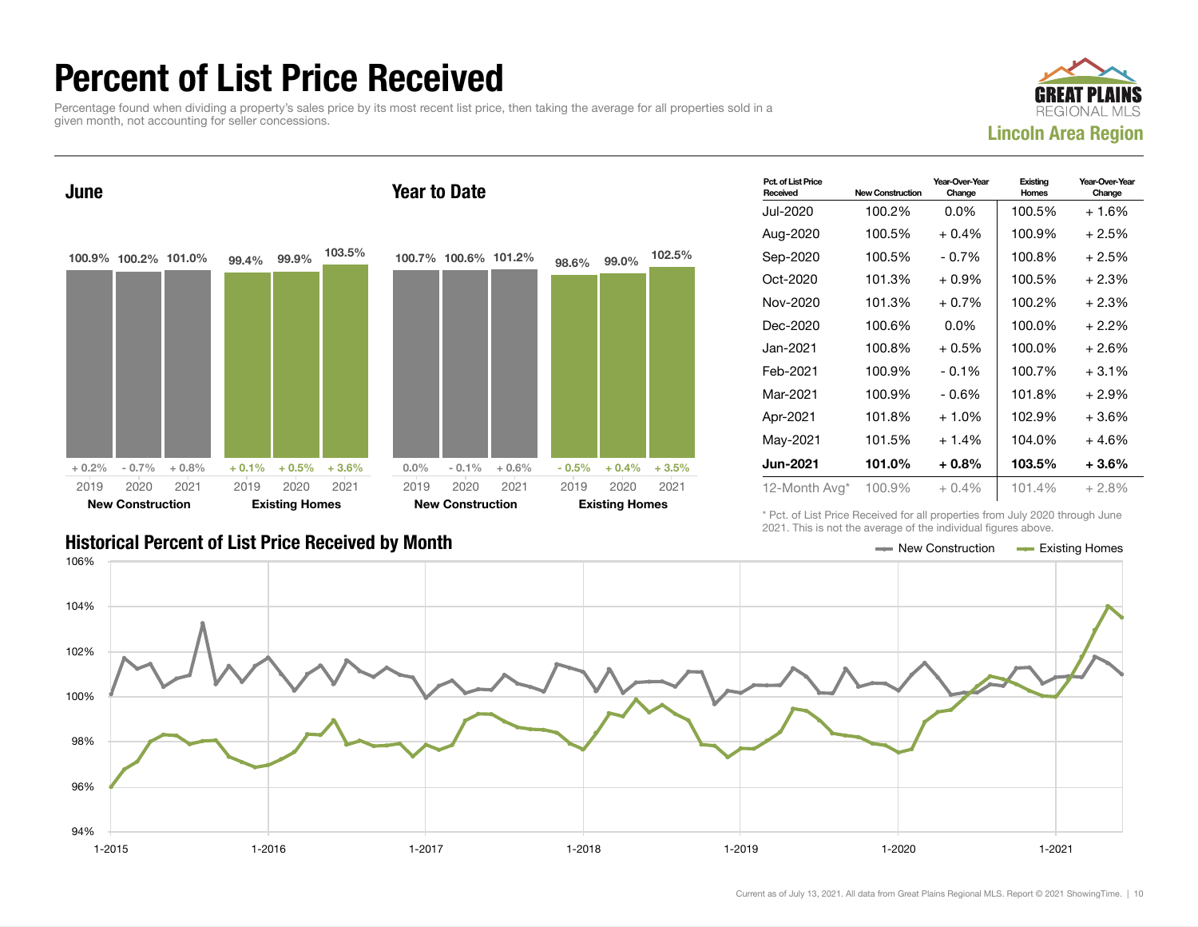# Percent of List Price Received

Percentage found when dividing a property's sales price by its most recent list price, then taking the average for all properties sold in a given month, not accounting for seller concessions.

**Lincoln Area Region**

## June

| | 2019 | 2020 | 2021 |
|---|---|---|---|
| New Construction | 100.9% | 100.2% | 101.0% |
| Change | + 0.2% | - 0.7% | + 0.8% |
| Existing Homes | 99.4% | 99.9% | 103.5% |
| Change | + 0.1% | + 0.5% | + 3.6% |

## Year to Date

| | 2019 | 2020 | 2021 |
|---|---|---|---|
| New Construction | 100.7% | 100.6% | 101.2% |
| Change | 0.0% | - 0.1% | + 0.6% |
| Existing Homes | 98.6% | 99.0% | 102.5% |
| Change | - 0.5% | + 0.4% | + 3.5% |

| Pct. of List Price Received | New Construction | Year-Over-Year Change | Existing Homes | Year-Over-Year Change |
|---|---|---|---|---|
| Jul-2020 | 100.2% | 0.0% | 100.5% | + 1.6% |
| Aug-2020 | 100.5% | + 0.4% | 100.9% | + 2.5% |
| Sep-2020 | 100.5% | - 0.7% | 100.8% | + 2.5% |
| Oct-2020 | 101.3% | + 0.9% | 100.5% | + 2.3% |
| Nov-2020 | 101.3% | + 0.7% | 100.2% | + 2.3% |
| Dec-2020 | 100.6% | 0.0% | 100.0% | + 2.2% |
| Jan-2021 | 100.8% | + 0.5% | 100.0% | + 2.6% |
| Feb-2021 | 100.9% | - 0.1% | 100.7% | + 3.1% |
| Mar-2021 | 100.9% | - 0.6% | 101.8% | + 2.9% |
| Apr-2021 | 101.8% | + 1.0% | 102.9% | + 3.6% |
| May-2021 | 101.5% | + 1.4% | 104.0% | + 4.6% |
| **Jun-2021** | **101.0%** | **+ 0.8%** | **103.5%** | **+ 3.6%** |
| 12-Month Avg* | 100.9% | + 0.4% | 101.4% | + 2.8% |

\* Pct. of List Price Received for all properties from July 2020 through June 2021. This is not the average of the individual figures above.

## Historical Percent of List Price Received by Month

Current as of July 13, 2021. All data from Great Plains Regional MLS. Report © 2021 ShowingTime.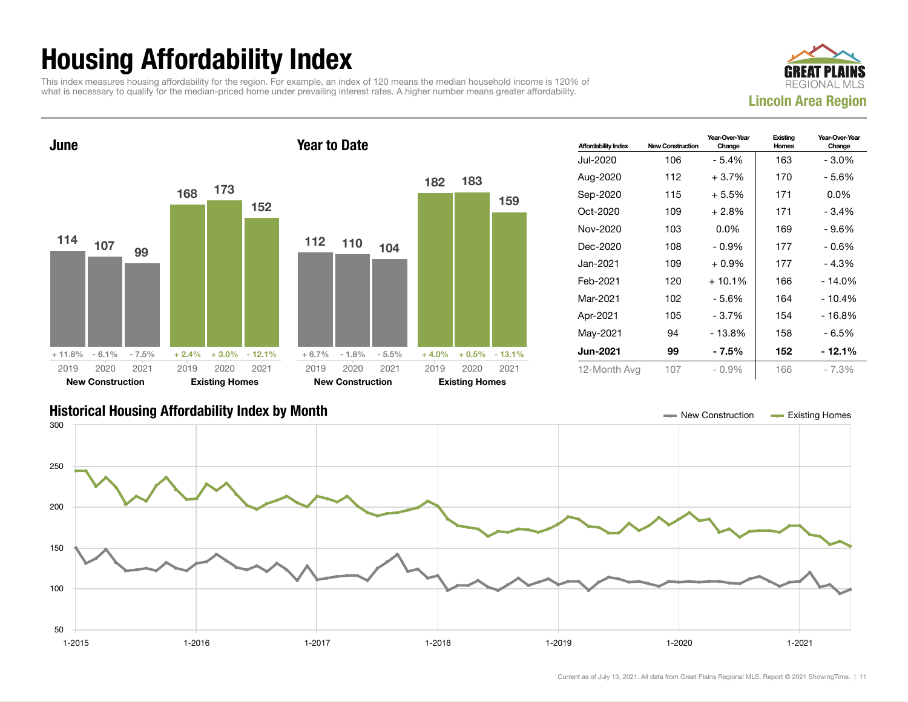# Housing Affordability Index

This index measures housing affordability for the region. For example, an index of 120 means the median household income is 120% of what is necessary to qualify for the median-priced home under prevailing interest rates. A higher number means greater affordability.

**GREAT PLAINS REGIONAL MLS**
**Lincoln Area Region**

## June

| | 2019 | 2020 | 2021 |
|---|---|---|---|
| New Construction | 114 | 107 | 99 |
| Change | + 11.8% | - 6.1% | - 7.5% |
| Existing Homes | 168 | 173 | 152 |
| Change | + 2.4% | + 3.0% | - 12.1% |

## Year to Date

| | 2019 | 2020 | 2021 |
|---|---|---|---|
| New Construction | 112 | 110 | 104 |
| Change | + 6.7% | - 1.8% | - 5.5% |
| Existing Homes | 182 | 183 | 159 |
| Change | + 4.0% | + 0.5% | - 13.1% |

| Affordability Index | New Construction | Year-Over-Year Change | Existing Homes | Year-Over-Year Change |
|---|---|---|---|---|
| Jul-2020 | 106 | - 5.4% | 163 | - 3.0% |
| Aug-2020 | 112 | + 3.7% | 170 | - 5.6% |
| Sep-2020 | 115 | + 5.5% | 171 | 0.0% |
| Oct-2020 | 109 | + 2.8% | 171 | - 3.4% |
| Nov-2020 | 103 | 0.0% | 169 | - 9.6% |
| Dec-2020 | 108 | - 0.9% | 177 | - 0.6% |
| Jan-2021 | 109 | + 0.9% | 177 | - 4.3% |
| Feb-2021 | 120 | + 10.1% | 166 | - 14.0% |
| Mar-2021 | 102 | - 5.6% | 164 | - 10.4% |
| Apr-2021 | 105 | - 3.7% | 154 | - 16.8% |
| May-2021 | 94 | - 13.8% | 158 | - 6.5% |
| **Jun-2021** | **99** | **- 7.5%** | **152** | **- 12.1%** |
| 12-Month Avg | 107 | - 0.9% | 166 | - 7.3% |

## Historical Housing Affordability Index by Month

New Construction — Existing Homes

Current as of July 13, 2021. All data from Great Plains Regional MLS. Report © 2021 ShowingTime.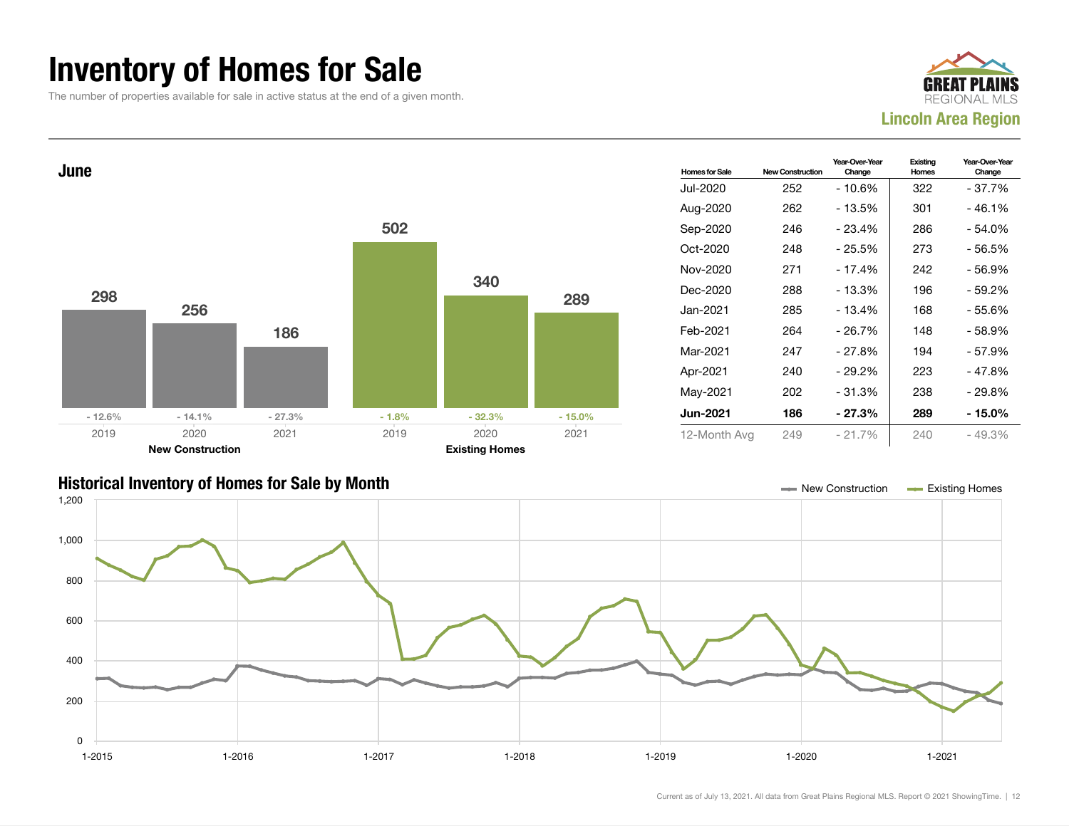# Inventory of Homes for Sale

The number of properties available for sale in active status at the end of a given month.

GREAT PLAINS REGIONAL MLS
**Lincoln Area Region**

## June

| | 2019 | 2020 | 2021 |
|---|---|---|---|
| New Construction | 298 | 256 | 186 |
| Change | - 12.6% | - 14.1% | - 27.3% |
| Existing Homes | 502 | 340 | 289 |
| Change | - 1.8% | - 32.3% | - 15.0% |

| Homes for Sale | New Construction | Year-Over-Year Change | Existing Homes | Year-Over-Year Change |
|---|---|---|---|---|
| Jul-2020 | 252 | - 10.6% | 322 | - 37.7% |
| Aug-2020 | 262 | - 13.5% | 301 | - 46.1% |
| Sep-2020 | 246 | - 23.4% | 286 | - 54.0% |
| Oct-2020 | 248 | - 25.5% | 273 | - 56.5% |
| Nov-2020 | 271 | - 17.4% | 242 | - 56.9% |
| Dec-2020 | 288 | - 13.3% | 196 | - 59.2% |
| Jan-2021 | 285 | - 13.4% | 168 | - 55.6% |
| Feb-2021 | 264 | - 26.7% | 148 | - 58.9% |
| Mar-2021 | 247 | - 27.8% | 194 | - 57.9% |
| Apr-2021 | 240 | - 29.2% | 223 | - 47.8% |
| May-2021 | 202 | - 31.3% | 238 | - 29.8% |
| **Jun-2021** | **186** | **- 27.3%** | **289** | **- 15.0%** |
| 12-Month Avg | 249 | - 21.7% | 240 | - 49.3% |

## Historical Inventory of Homes for Sale by Month

New Construction — Existing Homes

Current as of July 13, 2021. All data from Great Plains Regional MLS. Report © 2021 ShowingTime.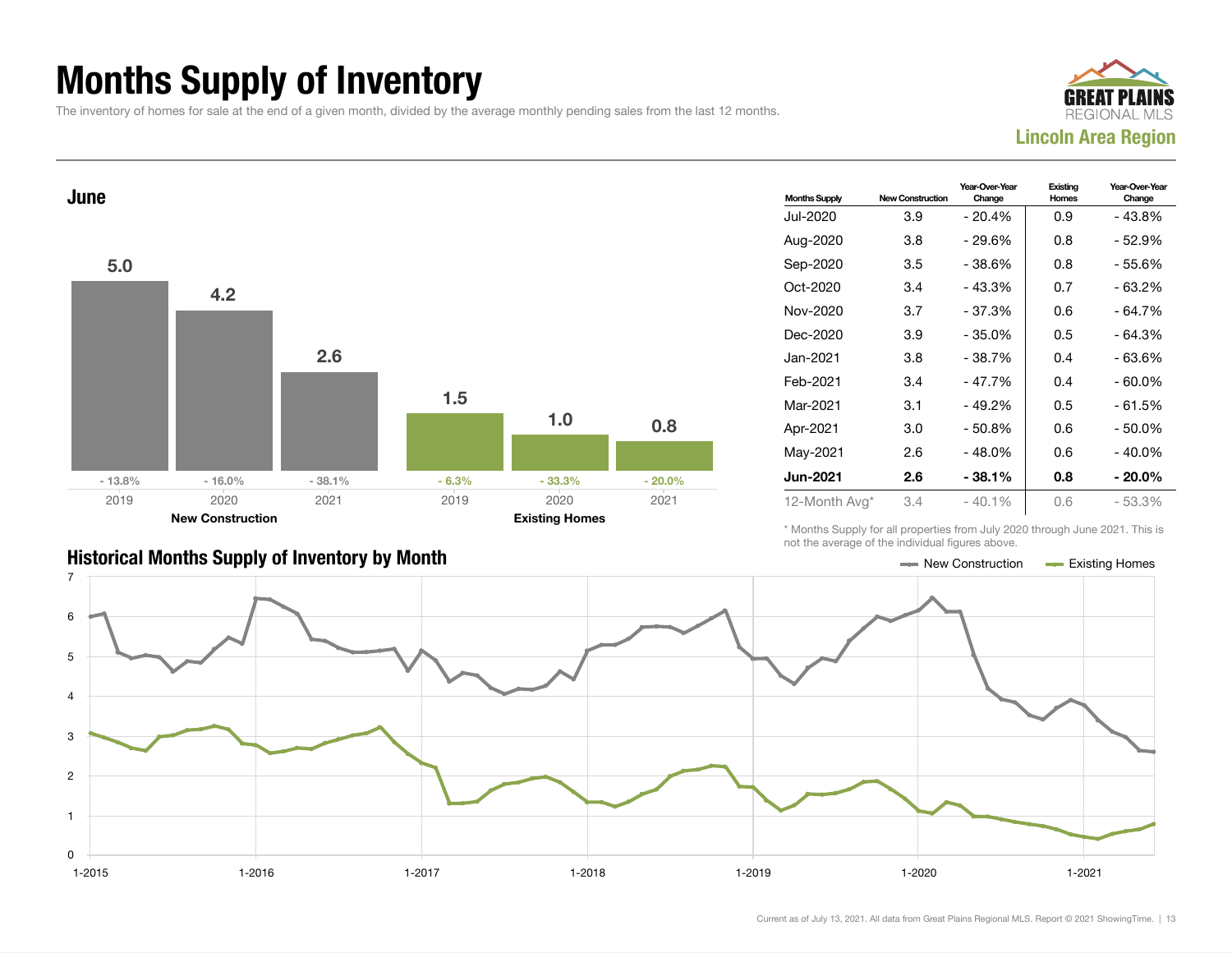# Months Supply of Inventory

The inventory of homes for sale at the end of a given month, divided by the average monthly pending sales from the last 12 months.

GREAT PLAINS REGIONAL MLS

**Lincoln Area Region**

## June

| | 2019 | 2020 | 2021 |
|---|---|---|---|
| **New Construction** | 5.0 | 4.2 | 2.6 |
| Change | - 13.8% | - 16.0% | - 38.1% |
| **Existing Homes** | 1.5 | 1.0 | 0.8 |
| Change | - 6.3% | - 33.3% | - 20.0% |

| Months Supply | New Construction | Year-Over-Year Change | Existing Homes | Year-Over-Year Change |
|---|---|---|---|---|
| Jul-2020 | 3.9 | - 20.4% | 0.9 | - 43.8% |
| Aug-2020 | 3.8 | - 29.6% | 0.8 | - 52.9% |
| Sep-2020 | 3.5 | - 38.6% | 0.8 | - 55.6% |
| Oct-2020 | 3.4 | - 43.3% | 0.7 | - 63.2% |
| Nov-2020 | 3.7 | - 37.3% | 0.6 | - 64.7% |
| Dec-2020 | 3.9 | - 35.0% | 0.5 | - 64.3% |
| Jan-2021 | 3.8 | - 38.7% | 0.4 | - 63.6% |
| Feb-2021 | 3.4 | - 47.7% | 0.4 | - 60.0% |
| Mar-2021 | 3.1 | - 49.2% | 0.5 | - 61.5% |
| Apr-2021 | 3.0 | - 50.8% | 0.6 | - 50.0% |
| May-2021 | 2.6 | - 48.0% | 0.6 | - 40.0% |
| **Jun-2021** | **2.6** | **- 38.1%** | **0.8** | **- 20.0%** |
| 12-Month Avg* | 3.4 | - 40.1% | 0.6 | - 53.3% |

* Months Supply for all properties from July 2020 through June 2021. This is not the average of the individual figures above.

## Historical Months Supply of Inventory by Month

New Construction — Existing Homes

Current as of July 13, 2021. All data from Great Plains Regional MLS. Report © 2021 ShowingTime.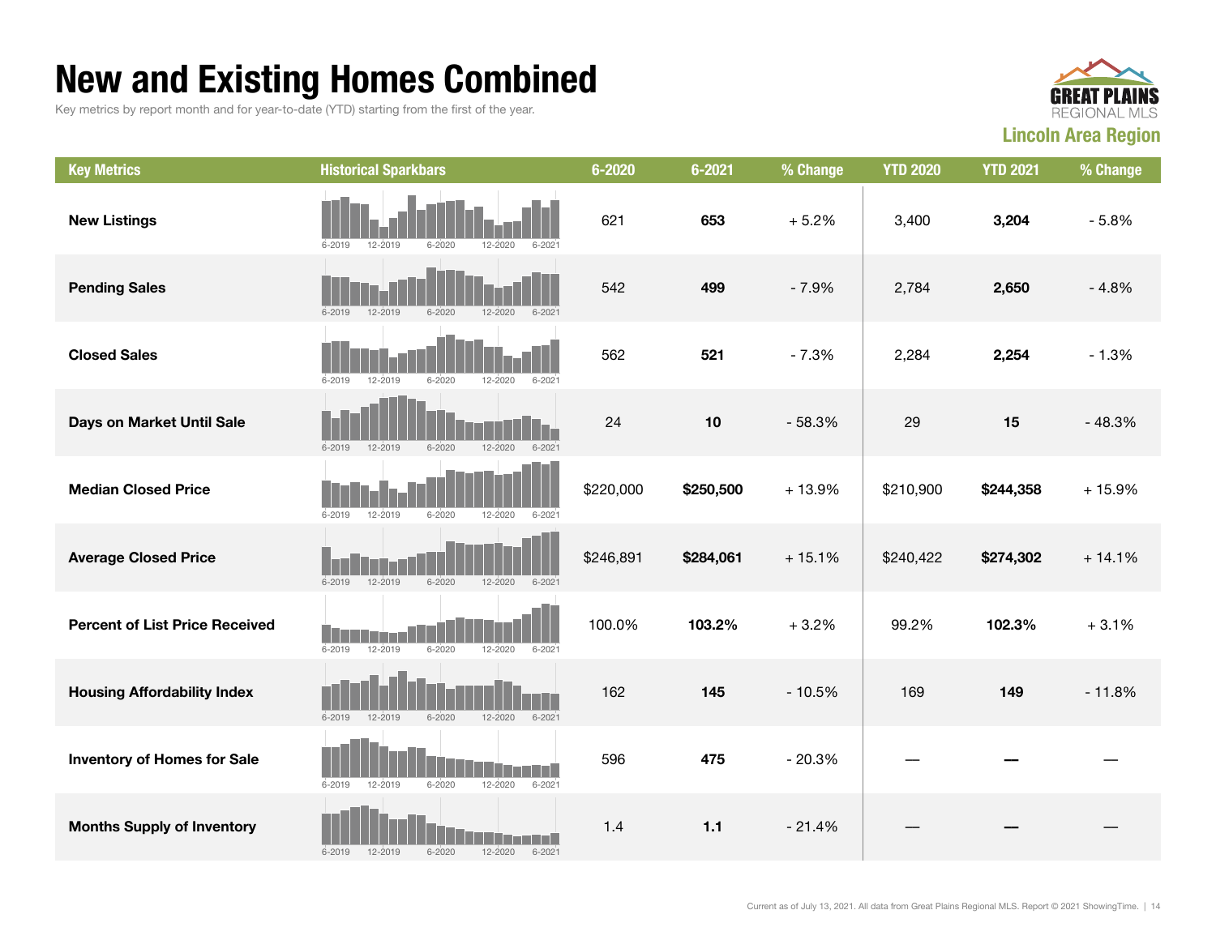# New and Existing Homes Combined

Key metrics by report month and for year-to-date (YTD) starting from the first of the year.

GREAT PLAINS REGIONAL MLS

**Lincoln Area Region**

| Key Metrics | Historical Sparkbars | 6-2020 | 6-2021 | % Change | YTD 2020 | YTD 2021 | % Change |
|---|---|---|---|---|---|---|---|
| **New Listings** | 6-2019 12-2019 6-2020 12-2020 6-2021 | 621 | **653** | + 5.2% | 3,400 | **3,204** | - 5.8% |
| **Pending Sales** | 6-2019 12-2019 6-2020 12-2020 6-2021 | 542 | **499** | - 7.9% | 2,784 | **2,650** | - 4.8% |
| **Closed Sales** | 6-2019 12-2019 6-2020 12-2020 6-2021 | 562 | **521** | - 7.3% | 2,284 | **2,254** | - 1.3% |
| **Days on Market Until Sale** | 6-2019 12-2019 6-2020 12-2020 6-2021 | 24 | **10** | - 58.3% | 29 | **15** | - 48.3% |
| **Median Closed Price** | 6-2019 12-2019 6-2020 12-2020 6-2021 | $220,000 | **$250,500** | + 13.9% | $210,900 | **$244,358** | + 15.9% |
| **Average Closed Price** | 6-2019 12-2019 6-2020 12-2020 6-2021 | $246,891 | **$284,061** | + 15.1% | $240,422 | **$274,302** | + 14.1% |
| **Percent of List Price Received** | 6-2019 12-2019 6-2020 12-2020 6-2021 | 100.0% | **103.2%** | + 3.2% | 99.2% | **102.3%** | + 3.1% |
| **Housing Affordability Index** | 6-2019 12-2019 6-2020 12-2020 6-2021 | 162 | **145** | - 10.5% | 169 | **149** | - 11.8% |
| **Inventory of Homes for Sale** | 6-2019 12-2019 6-2020 12-2020 6-2021 | 596 | **475** | - 20.3% | — | **—** | — |
| **Months Supply of Inventory** | 6-2019 12-2019 6-2020 12-2020 6-2021 | 1.4 | **1.1** | - 21.4% | — | **—** | — |

Current as of July 13, 2021. All data from Great Plains Regional MLS. Report © 2021 ShowingTime.